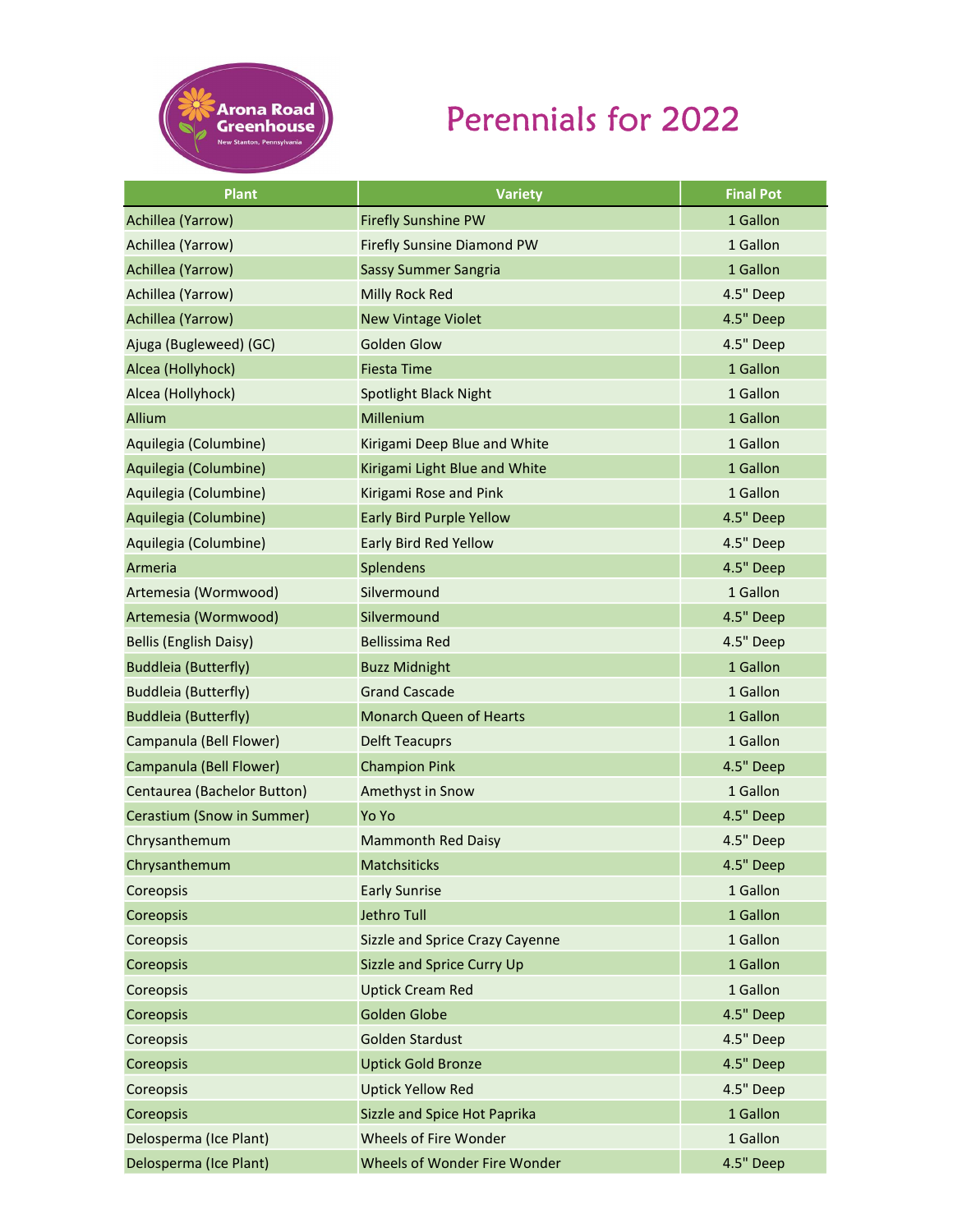Arona Road Greenhouse

New Stanton, Pennsylvania

# Perennials for 2022

| Plant | Variety | Final Pot |
| --- | --- | --- |
| Achillea (Yarrow) | Firefly Sunshine PW | 1 Gallon |
| Achillea (Yarrow) | Firefly Sunsine Diamond PW | 1 Gallon |
| Achillea (Yarrow) | Sassy Summer Sangria | 1 Gallon |
| Achillea (Yarrow) | Milly Rock Red | 4.5" Deep |
| Achillea (Yarrow) | New Vintage Violet | 4.5" Deep |
| Ajuga (Bugleweed) (GC) | Golden Glow | 4.5" Deep |
| Alcea (Hollyhock) | Fiesta Time | 1 Gallon |
| Alcea (Hollyhock) | Spotlight Black Night | 1 Gallon |
| Allium | Millenium | 1 Gallon |
| Aquilegia (Columbine) | Kirigami Deep Blue and White | 1 Gallon |
| Aquilegia (Columbine) | Kirigami Light Blue and White | 1 Gallon |
| Aquilegia (Columbine) | Kirigami Rose and Pink | 1 Gallon |
| Aquilegia (Columbine) | Early Bird Purple Yellow | 4.5" Deep |
| Aquilegia (Columbine) | Early Bird Red Yellow | 4.5" Deep |
| Armeria | Splendens | 4.5" Deep |
| Artemesia (Wormwood) | Silvermound | 1 Gallon |
| Artemesia (Wormwood) | Silvermound | 4.5" Deep |
| Bellis (English Daisy) | Bellissima Red | 4.5" Deep |
| Buddleia (Butterfly) | Buzz Midnight | 1 Gallon |
| Buddleia (Butterfly) | Grand Cascade | 1 Gallon |
| Buddleia (Butterfly) | Monarch Queen of Hearts | 1 Gallon |
| Campanula (Bell Flower) | Delft Teacuprs | 1 Gallon |
| Campanula (Bell Flower) | Champion Pink | 4.5" Deep |
| Centaurea (Bachelor Button) | Amethyst in Snow | 1 Gallon |
| Cerastium (Snow in Summer) | Yo Yo | 4.5" Deep |
| Chrysanthemum | Mammonth Red Daisy | 4.5" Deep |
| Chrysanthemum | Matchsiticks | 4.5" Deep |
| Coreopsis | Early Sunrise | 1 Gallon |
| Coreopsis | Jethro Tull | 1 Gallon |
| Coreopsis | Sizzle and Sprice Crazy Cayenne | 1 Gallon |
| Coreopsis | Sizzle and Sprice Curry Up | 1 Gallon |
| Coreopsis | Uptick Cream Red | 1 Gallon |
| Coreopsis | Golden Globe | 4.5" Deep |
| Coreopsis | Golden Stardust | 4.5" Deep |
| Coreopsis | Uptick Gold Bronze | 4.5" Deep |
| Coreopsis | Uptick Yellow Red | 4.5" Deep |
| Coreopsis | Sizzle and Spice Hot Paprika | 1 Gallon |
| Delosperma (Ice Plant) | Wheels of Fire Wonder | 1 Gallon |
| Delosperma (Ice Plant) | Wheels of Wonder Fire Wonder | 4.5" Deep |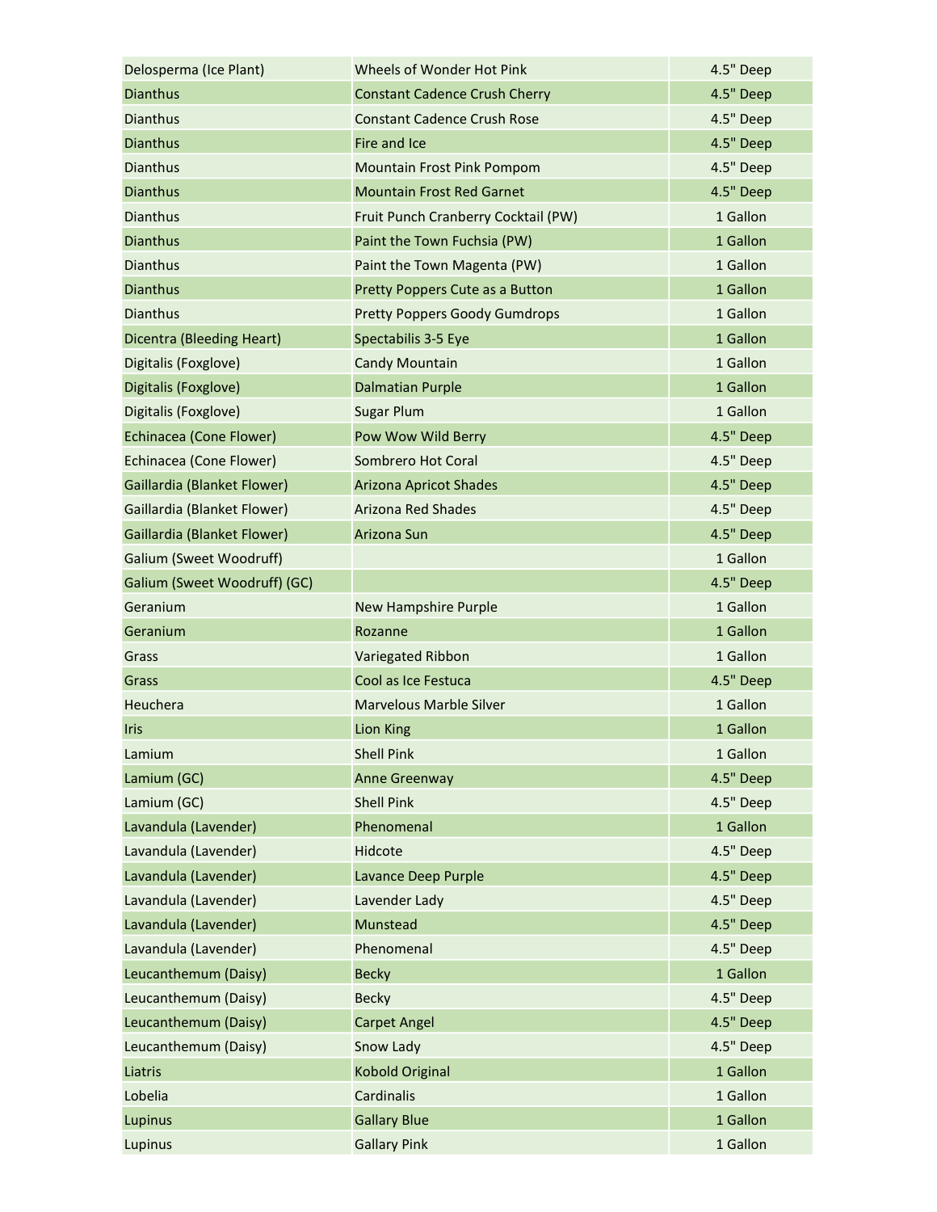| | | |
|---|---|---|
| Delosperma (Ice Plant) | Wheels of Wonder Hot Pink | 4.5" Deep |
| Dianthus | Constant Cadence Crush Cherry | 4.5" Deep |
| Dianthus | Constant Cadence Crush Rose | 4.5" Deep |
| Dianthus | Fire and Ice | 4.5" Deep |
| Dianthus | Mountain Frost Pink Pompom | 4.5" Deep |
| Dianthus | Mountain Frost Red Garnet | 4.5" Deep |
| Dianthus | Fruit Punch Cranberry Cocktail (PW) | 1 Gallon |
| Dianthus | Paint the Town Fuchsia (PW) | 1 Gallon |
| Dianthus | Paint the Town Magenta (PW) | 1 Gallon |
| Dianthus | Pretty Poppers Cute as a Button | 1 Gallon |
| Dianthus | Pretty Poppers Goody Gumdrops | 1 Gallon |
| Dicentra (Bleeding Heart) | Spectabilis 3-5 Eye | 1 Gallon |
| Digitalis (Foxglove) | Candy Mountain | 1 Gallon |
| Digitalis (Foxglove) | Dalmatian Purple | 1 Gallon |
| Digitalis (Foxglove) | Sugar Plum | 1 Gallon |
| Echinacea (Cone Flower) | Pow Wow Wild Berry | 4.5" Deep |
| Echinacea (Cone Flower) | Sombrero Hot Coral | 4.5" Deep |
| Gaillardia (Blanket Flower) | Arizona Apricot Shades | 4.5" Deep |
| Gaillardia (Blanket Flower) | Arizona Red Shades | 4.5" Deep |
| Gaillardia (Blanket Flower) | Arizona Sun | 4.5" Deep |
| Galium (Sweet Woodruff) | | 1 Gallon |
| Galium (Sweet Woodruff) (GC) | | 4.5" Deep |
| Geranium | New Hampshire Purple | 1 Gallon |
| Geranium | Rozanne | 1 Gallon |
| Grass | Variegated Ribbon | 1 Gallon |
| Grass | Cool as Ice Festuca | 4.5" Deep |
| Heuchera | Marvelous Marble Silver | 1 Gallon |
| Iris | Lion King | 1 Gallon |
| Lamium | Shell Pink | 1 Gallon |
| Lamium (GC) | Anne Greenway | 4.5" Deep |
| Lamium (GC) | Shell Pink | 4.5" Deep |
| Lavandula (Lavender) | Phenomenal | 1 Gallon |
| Lavandula (Lavender) | Hidcote | 4.5" Deep |
| Lavandula (Lavender) | Lavance Deep Purple | 4.5" Deep |
| Lavandula (Lavender) | Lavender Lady | 4.5" Deep |
| Lavandula (Lavender) | Munstead | 4.5" Deep |
| Lavandula (Lavender) | Phenomenal | 4.5" Deep |
| Leucanthemum (Daisy) | Becky | 1 Gallon |
| Leucanthemum (Daisy) | Becky | 4.5" Deep |
| Leucanthemum (Daisy) | Carpet Angel | 4.5" Deep |
| Leucanthemum (Daisy) | Snow Lady | 4.5" Deep |
| Liatris | Kobold Original | 1 Gallon |
| Lobelia | Cardinalis | 1 Gallon |
| Lupinus | Gallary Blue | 1 Gallon |
| Lupinus | Gallary Pink | 1 Gallon |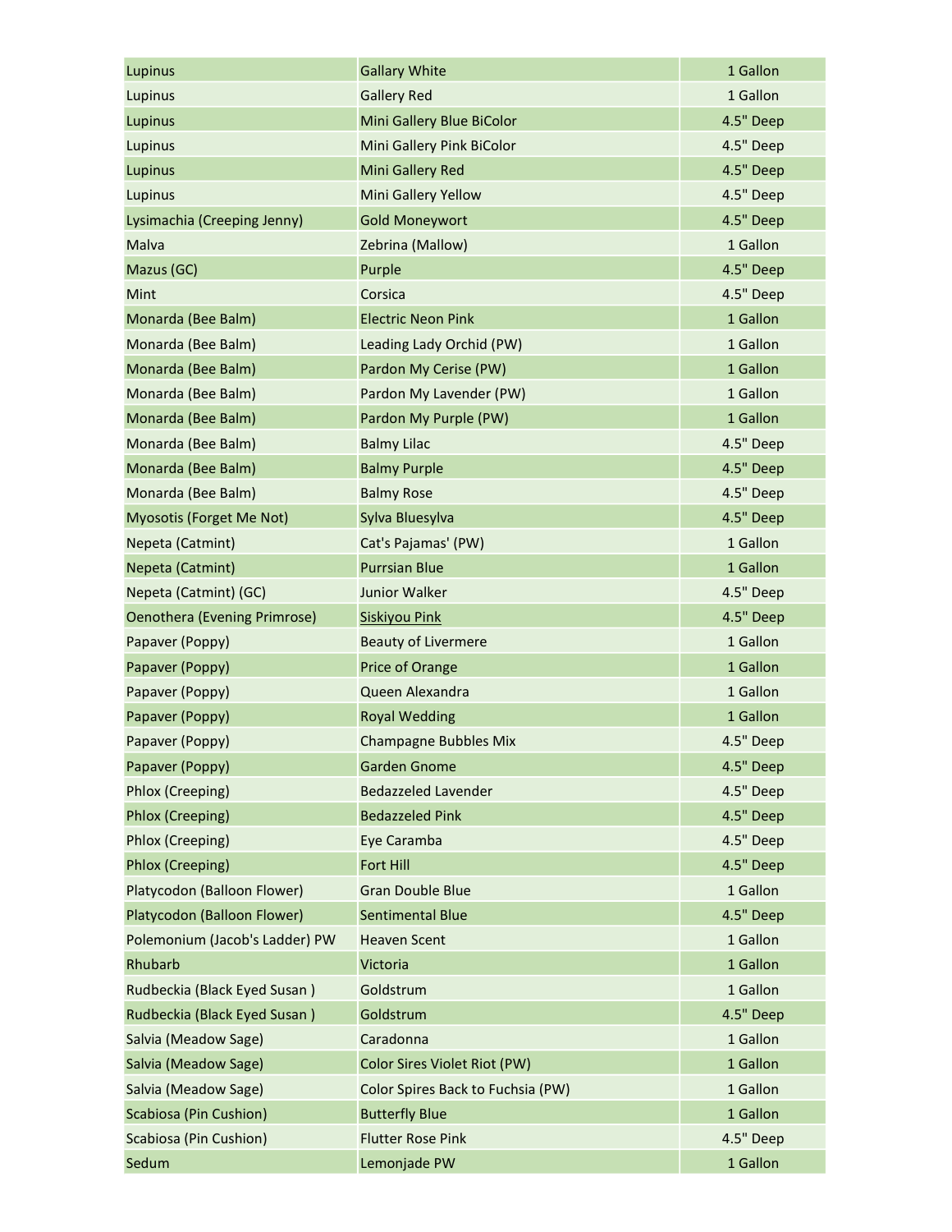| Lupinus | Gallary White | 1 Gallon |
|---|---|---|
| Lupinus | Gallery Red | 1 Gallon |
| Lupinus | Mini Gallery Blue BiColor | 4.5" Deep |
| Lupinus | Mini Gallery Pink BiColor | 4.5" Deep |
| Lupinus | Mini Gallery Red | 4.5" Deep |
| Lupinus | Mini Gallery Yellow | 4.5" Deep |
| Lysimachia (Creeping Jenny) | Gold Moneywort | 4.5" Deep |
| Malva | Zebrina (Mallow) | 1 Gallon |
| Mazus (GC) | Purple | 4.5" Deep |
| Mint | Corsica | 4.5" Deep |
| Monarda (Bee Balm) | Electric Neon Pink | 1 Gallon |
| Monarda (Bee Balm) | Leading Lady Orchid (PW) | 1 Gallon |
| Monarda (Bee Balm) | Pardon My Cerise (PW) | 1 Gallon |
| Monarda (Bee Balm) | Pardon My Lavender (PW) | 1 Gallon |
| Monarda (Bee Balm) | Pardon My Purple (PW) | 1 Gallon |
| Monarda (Bee Balm) | Balmy Lilac | 4.5" Deep |
| Monarda (Bee Balm) | Balmy Purple | 4.5" Deep |
| Monarda (Bee Balm) | Balmy Rose | 4.5" Deep |
| Myosotis (Forget Me Not) | Sylva Bluesylva | 4.5" Deep |
| Nepeta (Catmint) | Cat's Pajamas' (PW) | 1 Gallon |
| Nepeta (Catmint) | Purrsian Blue | 1 Gallon |
| Nepeta (Catmint) (GC) | Junior Walker | 4.5" Deep |
| Oenothera (Evening Primrose) | Siskiyou Pink | 4.5" Deep |
| Papaver (Poppy) | Beauty of Livermere | 1 Gallon |
| Papaver (Poppy) | Price of Orange | 1 Gallon |
| Papaver (Poppy) | Queen Alexandra | 1 Gallon |
| Papaver (Poppy) | Royal Wedding | 1 Gallon |
| Papaver (Poppy) | Champagne Bubbles Mix | 4.5" Deep |
| Papaver (Poppy) | Garden Gnome | 4.5" Deep |
| Phlox (Creeping) | Bedazzeled Lavender | 4.5" Deep |
| Phlox (Creeping) | Bedazzeled Pink | 4.5" Deep |
| Phlox (Creeping) | Eye Caramba | 4.5" Deep |
| Phlox (Creeping) | Fort Hill | 4.5" Deep |
| Platycodon (Balloon Flower) | Gran Double Blue | 1 Gallon |
| Platycodon (Balloon Flower) | Sentimental Blue | 4.5" Deep |
| Polemonium (Jacob's Ladder) PW | Heaven Scent | 1 Gallon |
| Rhubarb | Victoria | 1 Gallon |
| Rudbeckia (Black Eyed Susan ) | Goldstrum | 1 Gallon |
| Rudbeckia (Black Eyed Susan ) | Goldstrum | 4.5" Deep |
| Salvia (Meadow Sage) | Caradonna | 1 Gallon |
| Salvia (Meadow Sage) | Color Sires Violet Riot (PW) | 1 Gallon |
| Salvia (Meadow Sage) | Color Spires Back to Fuchsia (PW) | 1 Gallon |
| Scabiosa (Pin Cushion) | Butterfly Blue | 1 Gallon |
| Scabiosa (Pin Cushion) | Flutter Rose Pink | 4.5" Deep |
| Sedum | Lemonjade PW | 1 Gallon |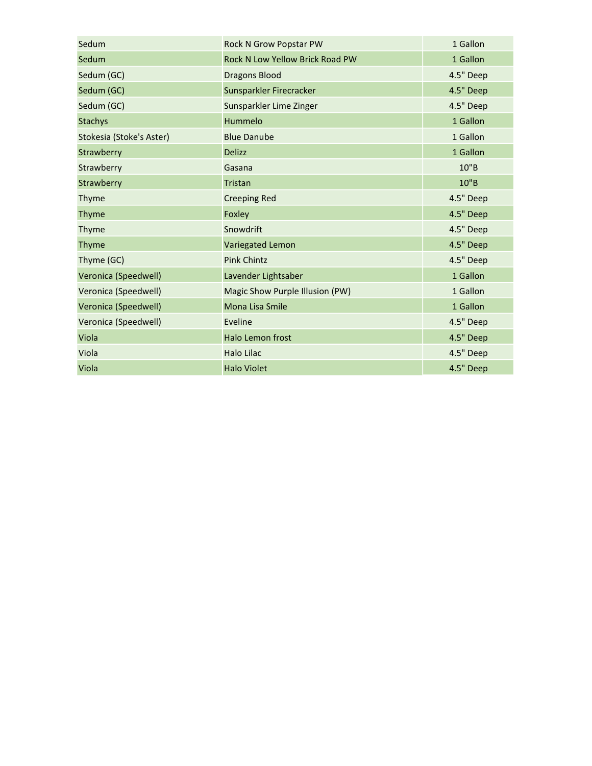| | | |
|---|---|---|
| Sedum | Rock N Grow Popstar PW | 1 Gallon |
| Sedum | Rock N Low Yellow Brick Road PW | 1 Gallon |
| Sedum (GC) | Dragons Blood | 4.5" Deep |
| Sedum (GC) | Sunsparkler Firecracker | 4.5" Deep |
| Sedum (GC) | Sunsparkler Lime Zinger | 4.5" Deep |
| Stachys | Hummelo | 1 Gallon |
| Stokesia (Stoke's Aster) | Blue Danube | 1 Gallon |
| Strawberry | Delizz | 1 Gallon |
| Strawberry | Gasana | 10"B |
| Strawberry | Tristan | 10"B |
| Thyme | Creeping Red | 4.5" Deep |
| Thyme | Foxley | 4.5" Deep |
| Thyme | Snowdrift | 4.5" Deep |
| Thyme | Variegated Lemon | 4.5" Deep |
| Thyme (GC) | Pink Chintz | 4.5" Deep |
| Veronica (Speedwell) | Lavender Lightsaber | 1 Gallon |
| Veronica (Speedwell) | Magic Show Purple Illusion (PW) | 1 Gallon |
| Veronica (Speedwell) | Mona Lisa Smile | 1 Gallon |
| Veronica (Speedwell) | Eveline | 4.5" Deep |
| Viola | Halo Lemon frost | 4.5" Deep |
| Viola | Halo Lilac | 4.5" Deep |
| Viola | Halo Violet | 4.5" Deep |